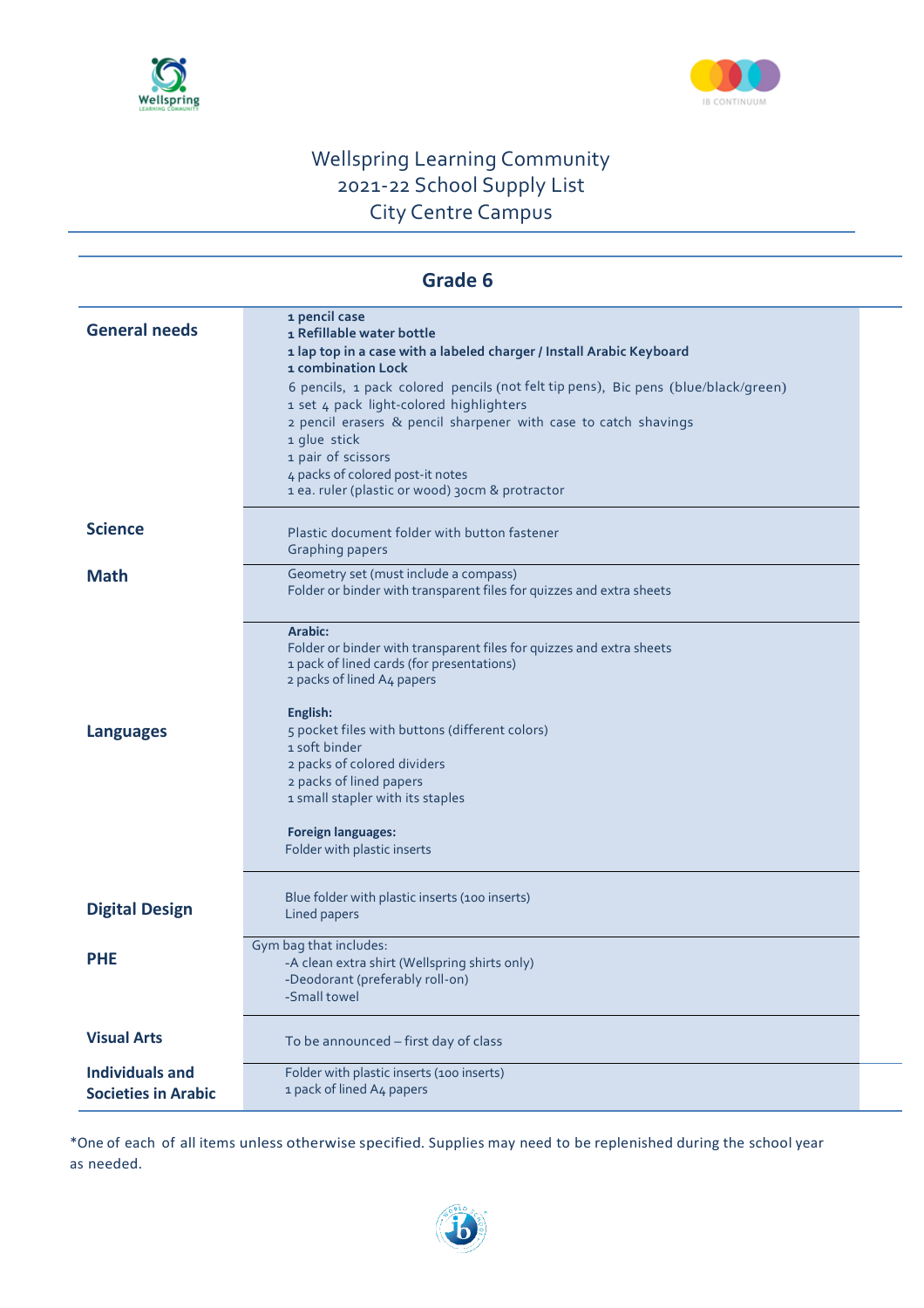# Wellspring Learning Community
## 2021-22 School Supply List
## City Centre Campus

### Grade 6

| | |
|---|---|
| **General needs** | **1 pencil case**<br>**1 Refillable water bottle**<br>**1 lap top in a case with a labeled charger / Install Arabic Keyboard**<br>**1 combination Lock**<br>6 pencils, 1 pack colored pencils (not felt tip pens), Bic pens (blue/black/green)<br>1 set 4 pack light-colored highlighters<br>2 pencil erasers & pencil sharpener with case to catch shavings<br>1 glue stick<br>1 pair of scissors<br>4 packs of colored post-it notes<br>1 ea. ruler (plastic or wood) 30cm & protractor |
| **Science** | Plastic document folder with button fastener<br>Graphing papers |
| **Math** | Geometry set (must include a compass)<br>Folder or binder with transparent files for quizzes and extra sheets |
| **Languages** | **Arabic:**<br>Folder or binder with transparent files for quizzes and extra sheets<br>1 pack of lined cards (for presentations)<br>2 packs of lined A4 papers<br><br>**English:**<br>5 pocket files with buttons (different colors)<br>1 soft binder<br>2 packs of colored dividers<br>2 packs of lined papers<br>1 small stapler with its staples<br><br>**Foreign languages:**<br>Folder with plastic inserts |
| **Digital Design** | Blue folder with plastic inserts (100 inserts)<br>Lined papers |
| **PHE** | Gym bag that includes:<br>-A clean extra shirt (Wellspring shirts only)<br>-Deodorant (preferably roll-on)<br>-Small towel |
| **Visual Arts** | To be announced – first day of class |
| **Individuals and Societies in Arabic** | Folder with plastic inserts (100 inserts)<br>1 pack of lined A4 papers |

*One of each of all items unless otherwise specified. Supplies may need to be replenished during the school year as needed.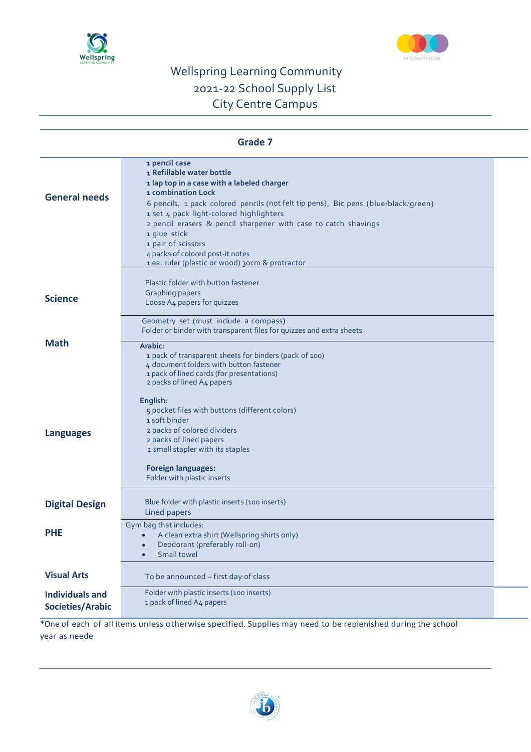# Wellspring Learning Community
## 2021-22 School Supply List
## City Centre Campus

### Grade 7

| | |
|---|---|
| **General needs** | **1 pencil case**<br>**1 Refillable water bottle**<br>**1 lap top in a case with a labeled charger**<br>**1 combination Lock**<br>6 pencils, 1 pack colored pencils (not felt tip pens), Bic pens (blue/black/green)<br>1 set 4 pack light-colored highlighters<br>2 pencil erasers & pencil sharpener with case to catch shavings<br>1 glue stick<br>1 pair of scissors<br>4 packs of colored post-it notes<br>1 ea. ruler (plastic or wood) 30cm & protractor |
| **Science** | Plastic folder with button fastener<br>Graphing papers<br>Loose A4 papers for quizzes |
| **Math** | Geometry set (must include a compass)<br>Folder or binder with transparent files for quizzes and extra sheets |
| **Languages** | **Arabic:**<br>1 pack of transparent sheets for binders (pack of 100)<br>4 document folders with button fastener<br>1 pack of lined cards (for presentations)<br>2 packs of lined A4 papers<br><br>**English:**<br>5 pocket files with buttons (different colors)<br>1 soft binder<br>2 packs of colored dividers<br>2 packs of lined papers<br>1 small stapler with its staples<br><br>**Foreign languages:**<br>Folder with plastic inserts |
| **Digital Design** | Blue folder with plastic inserts (100 inserts)<br>Lined papers |
| **PHE** | Gym bag that includes:<br>• A clean extra shirt (Wellspring shirts only)<br>• Deodorant (preferably roll-on)<br>• Small towel |
| **Visual Arts** | To be announced – first day of class |
| **Individuals and Societies/Arabic** | Folder with plastic inserts (100 inserts)<br>1 pack of lined A4 papers |

*One of each of all items unless otherwise specified. Supplies may need to be replenished during the school year as neede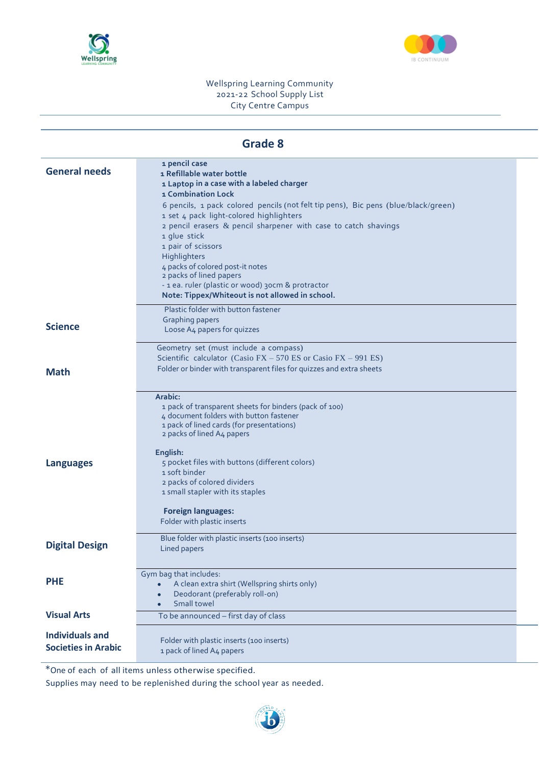Wellspring Learning Community
2021-22 School Supply List
City Centre Campus

## Grade 8

| | |
|---|---|
| **General needs** | **1 pencil case**<br>**1 Refillable water bottle**<br>**1 Laptop in a case with a labeled charger**<br>**1 Combination Lock**<br>6 pencils, 1 pack colored pencils (not felt tip pens), Bic pens (blue/black/green)<br>1 set 4 pack light-colored highlighters<br>2 pencil erasers & pencil sharpener with case to catch shavings<br>1 glue stick<br>1 pair of scissors<br>Highlighters<br>4 packs of colored post-it notes<br>2 packs of lined papers<br>- 1 ea. ruler (plastic or wood) 30cm & protractor<br>**Note: Tippex/Whiteout is not allowed in school.** |
| **Science** | Plastic folder with button fastener<br>Graphing papers<br>Loose A4 papers for quizzes |
| **Math** | Geometry set (must include a compass)<br>Scientific calculator (Casio FX – 570 ES or Casio FX – 991 ES)<br>Folder or binder with transparent files for quizzes and extra sheets |
| **Languages** | **Arabic:**<br>1 pack of transparent sheets for binders (pack of 100)<br>4 document folders with button fastener<br>1 pack of lined cards (for presentations)<br>2 packs of lined A4 papers<br><br>**English:**<br>5 pocket files with buttons (different colors)<br>1 soft binder<br>2 packs of colored dividers<br>1 small stapler with its staples<br><br>**Foreign languages:**<br>Folder with plastic inserts |
| **Digital Design** | Blue folder with plastic inserts (100 inserts)<br>Lined papers |
| **PHE** | Gym bag that includes:<br>• A clean extra shirt (Wellspring shirts only)<br>• Deodorant (preferably roll-on)<br>• Small towel |
| **Visual Arts** | To be announced – first day of class |
| **Individuals and Societies in Arabic** | Folder with plastic inserts (100 inserts)<br>1 pack of lined A4 papers |

*One of each of all items unless otherwise specified.

Supplies may need to be replenished during the school year as needed.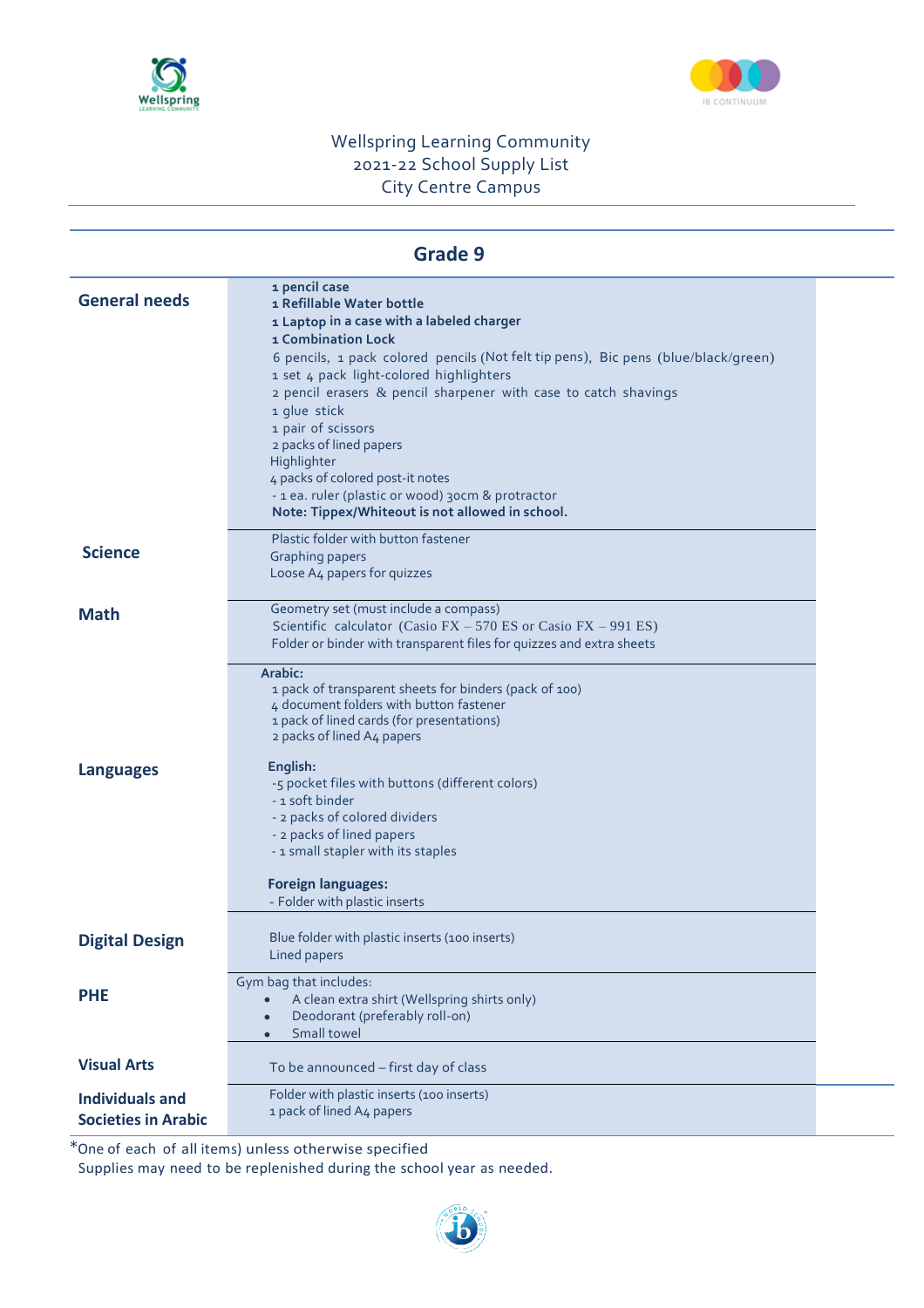Wellspring Learning Community
2021-22 School Supply List
City Centre Campus

## Grade 9

| | |
|---|---|
| **General needs** | **1 pencil case**<br>**1 Refillable Water bottle**<br>**1 Laptop in a case with a labeled charger**<br>**1 Combination Lock**<br>6 pencils, 1 pack colored pencils (Not felt tip pens), Bic pens (blue/black/green)<br>1 set 4 pack light-colored highlighters<br>2 pencil erasers & pencil sharpener with case to catch shavings<br>1 glue stick<br>1 pair of scissors<br>2 packs of lined papers<br>Highlighter<br>4 packs of colored post-it notes<br>- 1 ea. ruler (plastic or wood) 30cm & protractor<br>**Note: Tippex/Whiteout is not allowed in school.** |
| **Science** | Plastic folder with button fastener<br>Graphing papers<br>Loose A4 papers for quizzes |
| **Math** | Geometry set (must include a compass)<br>Scientific calculator (Casio FX – 570 ES or Casio FX – 991 ES)<br>Folder or binder with transparent files for quizzes and extra sheets |
| **Languages** | **Arabic:**<br>1 pack of transparent sheets for binders (pack of 100)<br>4 document folders with button fastener<br>1 pack of lined cards (for presentations)<br>2 packs of lined A4 papers<br><br>**English:**<br>-5 pocket files with buttons (different colors)<br>- 1 soft binder<br>- 2 packs of colored dividers<br>- 2 packs of lined papers<br>- 1 small stapler with its staples<br><br>**Foreign languages:**<br>- Folder with plastic inserts |
| **Digital Design** | Blue folder with plastic inserts (100 inserts)<br>Lined papers |
| **PHE** | Gym bag that includes:<br>• A clean extra shirt (Wellspring shirts only)<br>• Deodorant (preferably roll-on)<br>• Small towel |
| **Visual Arts** | To be announced – first day of class |
| **Individuals and Societies in Arabic** | Folder with plastic inserts (100 inserts)<br>1 pack of lined A4 papers |

*One of each of all items) unless otherwise specified
Supplies may need to be replenished during the school year as needed.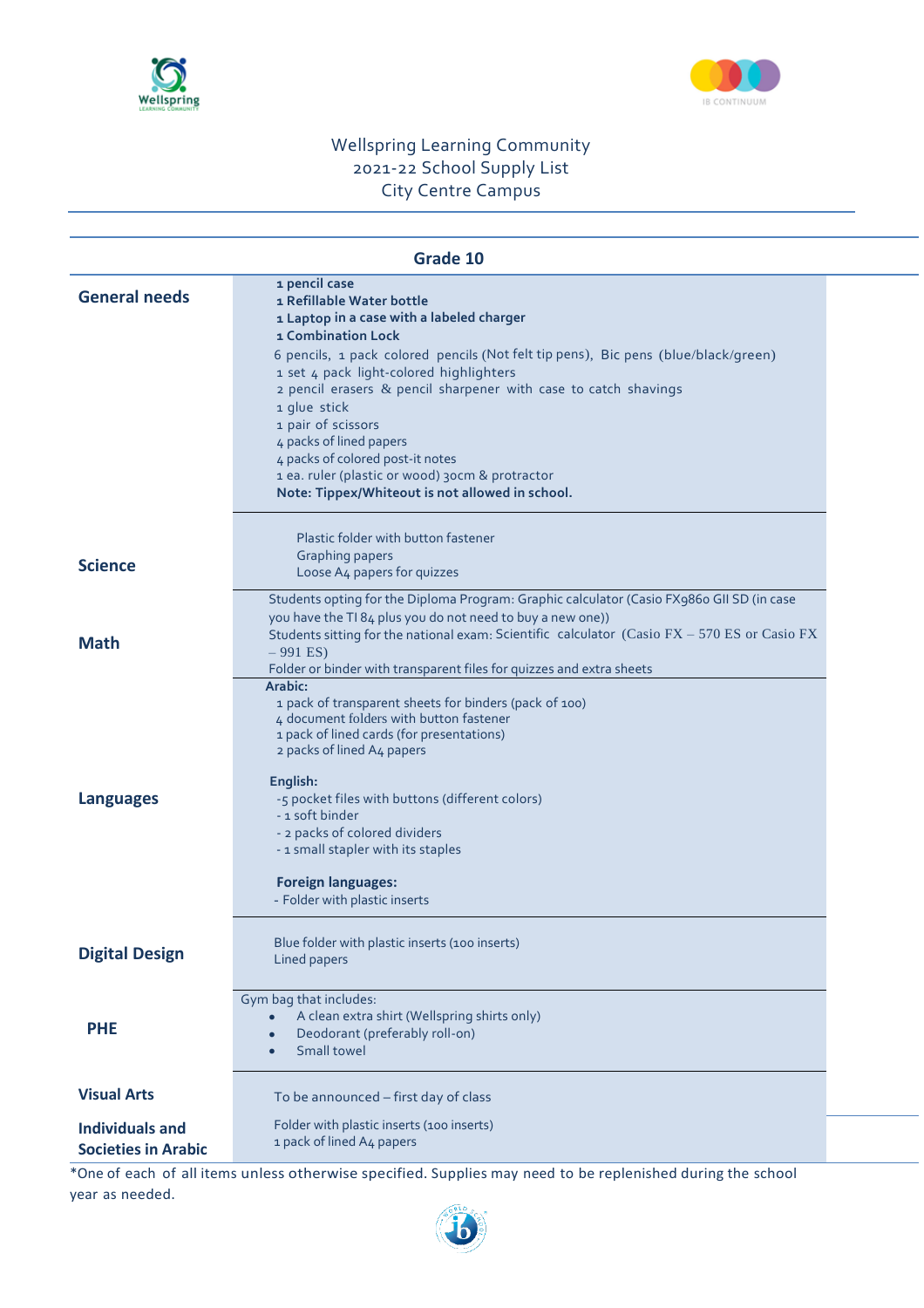Wellspring Learning Community
2021-22 School Supply List
City Centre Campus

## Grade 10

| | |
|---|---|
| **General needs** | **1 pencil case**<br>**1 Refillable Water bottle**<br>**1 Laptop in a case with a labeled charger**<br>**1 Combination Lock**<br>6 pencils, 1 pack colored pencils (Not felt tip pens), Bic pens (blue/black/green)<br>1 set 4 pack light-colored highlighters<br>2 pencil erasers & pencil sharpener with case to catch shavings<br>1 glue stick<br>1 pair of scissors<br>4 packs of lined papers<br>4 packs of colored post-it notes<br>1 ea. ruler (plastic or wood) 30cm & protractor<br>**Note: Tippex/Whiteout is not allowed in school.** |
| **Science** | Plastic folder with button fastener<br>Graphing papers<br>Loose A4 papers for quizzes |
| **Math** | Students opting for the Diploma Program: Graphic calculator (Casio FX9860 GII SD (in case you have the TI 84 plus you do not need to buy a new one))<br>Students sitting for the national exam: Scientific calculator (Casio FX – 570 ES or Casio FX – 991 ES)<br>Folder or binder with transparent files for quizzes and extra sheets |
| **Languages** | **Arabic:**<br>1 pack of transparent sheets for binders (pack of 100)<br>4 document folders with button fastener<br>1 pack of lined cards (for presentations)<br>2 packs of lined A4 papers<br><br>**English:**<br>-5 pocket files with buttons (different colors)<br>- 1 soft binder<br>- 2 packs of colored dividers<br>- 1 small stapler with its staples<br><br>**Foreign languages:**<br>- Folder with plastic inserts |
| **Digital Design** | Blue folder with plastic inserts (100 inserts)<br>Lined papers |
| **PHE** | Gym bag that includes:<br>• A clean extra shirt (Wellspring shirts only)<br>• Deodorant (preferably roll-on)<br>• Small towel |
| **Visual Arts** | To be announced – first day of class |
| **Individuals and Societies in Arabic** | Folder with plastic inserts (100 inserts)<br>1 pack of lined A4 papers |

*One of each of all items unless otherwise specified. Supplies may need to be replenished during the school year as needed.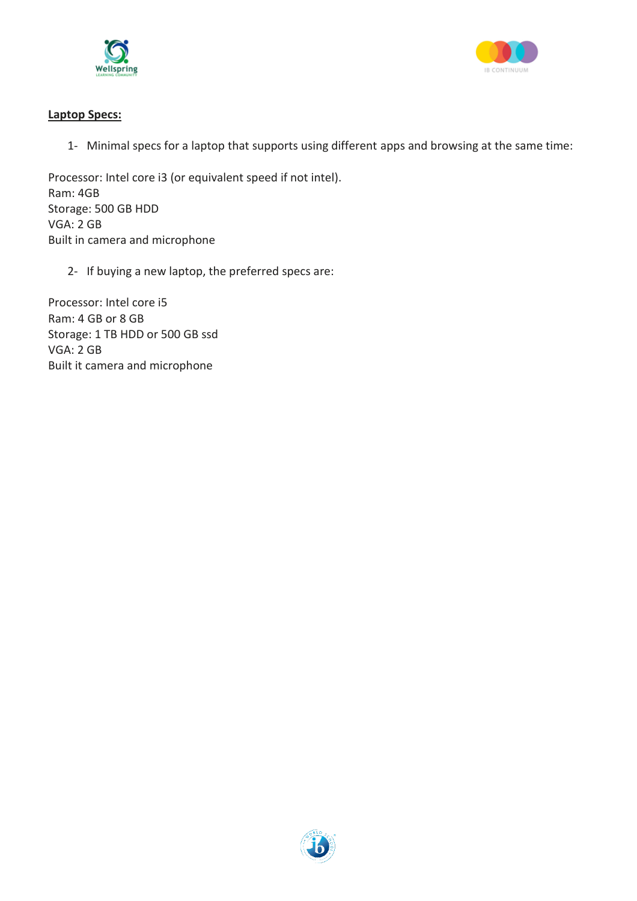**Laptop Specs:**

1- Minimal specs for a laptop that supports using different apps and browsing at the same time:

Processor: Intel core i3 (or equivalent speed if not intel).
Ram: 4GB
Storage: 500 GB HDD
VGA: 2 GB
Built in camera and microphone

2- If buying a new laptop, the preferred specs are:

Processor: Intel core i5
Ram: 4 GB or 8 GB
Storage: 1 TB HDD or 500 GB ssd
VGA: 2 GB
Built it camera and microphone